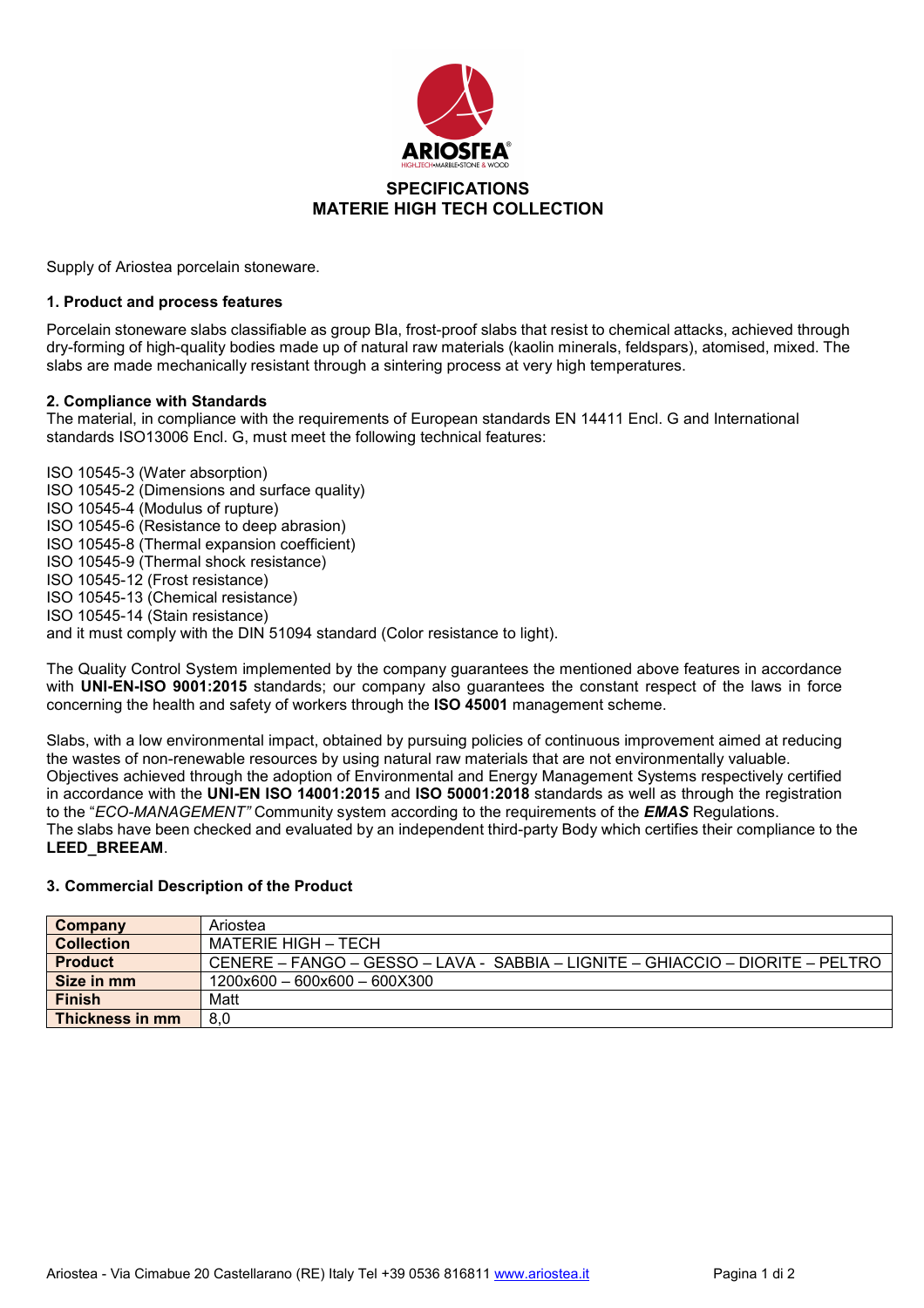ARIOSTEA®

HIGH.TECH•MARBLE•STONE & WOOD

# SPECIFICATIONS
# MATERIE HIGH TECH COLLECTION

Supply of Ariostea porcelain stoneware.

## 1. Product and process features

Porcelain stoneware slabs classifiable as group BIa, frost-proof slabs that resist to chemical attacks, achieved through dry-forming of high-quality bodies made up of natural raw materials (kaolin minerals, feldspars), atomised, mixed. The slabs are made mechanically resistant through a sintering process at very high temperatures.

## 2. Compliance with Standards

The material, in compliance with the requirements of European standards EN 14411 Encl. G and International standards ISO13006 Encl. G, must meet the following technical features:

ISO 10545-3 (Water absorption)
ISO 10545-2 (Dimensions and surface quality)
ISO 10545-4 (Modulus of rupture)
ISO 10545-6 (Resistance to deep abrasion)
ISO 10545-8 (Thermal expansion coefficient)
ISO 10545-9 (Thermal shock resistance)
ISO 10545-12 (Frost resistance)
ISO 10545-13 (Chemical resistance)
ISO 10545-14 (Stain resistance)
and it must comply with the DIN 51094 standard (Color resistance to light).

The Quality Control System implemented by the company guarantees the mentioned above features in accordance with **UNI-EN-ISO 9001:2015** standards; our company also guarantees the constant respect of the laws in force concerning the health and safety of workers through the **ISO 45001** management scheme.

Slabs, with a low environmental impact, obtained by pursuing policies of continuous improvement aimed at reducing the wastes of non-renewable resources by using natural raw materials that are not environmentally valuable.
Objectives achieved through the adoption of Environmental and Energy Management Systems respectively certified in accordance with the **UNI-EN ISO 14001:2015** and **ISO 50001:2018** standards as well as through the registration to the "*ECO-MANAGEMENT"* Community system according to the requirements of the ***EMAS*** Regulations.
The slabs have been checked and evaluated by an independent third-party Body which certifies their compliance to the **LEED_BREEAM**.

## 3. Commercial Description of the Product

| **Company** | Ariostea |
|---|---|
| **Collection** | MATERIE HIGH – TECH |
| **Product** | CENERE – FANGO – GESSO – LAVA - SABBIA – LIGNITE – GHIACCIO – DIORITE – PELTRO |
| **Size in mm** | 1200x600 – 600x600 – 600X300 |
| **Finish** | Matt |
| **Thickness in mm** | 8,0 |

Ariostea - Via Cimabue 20 Castellarano (RE) Italy Tel +39 0536 816811 www.ariostea.it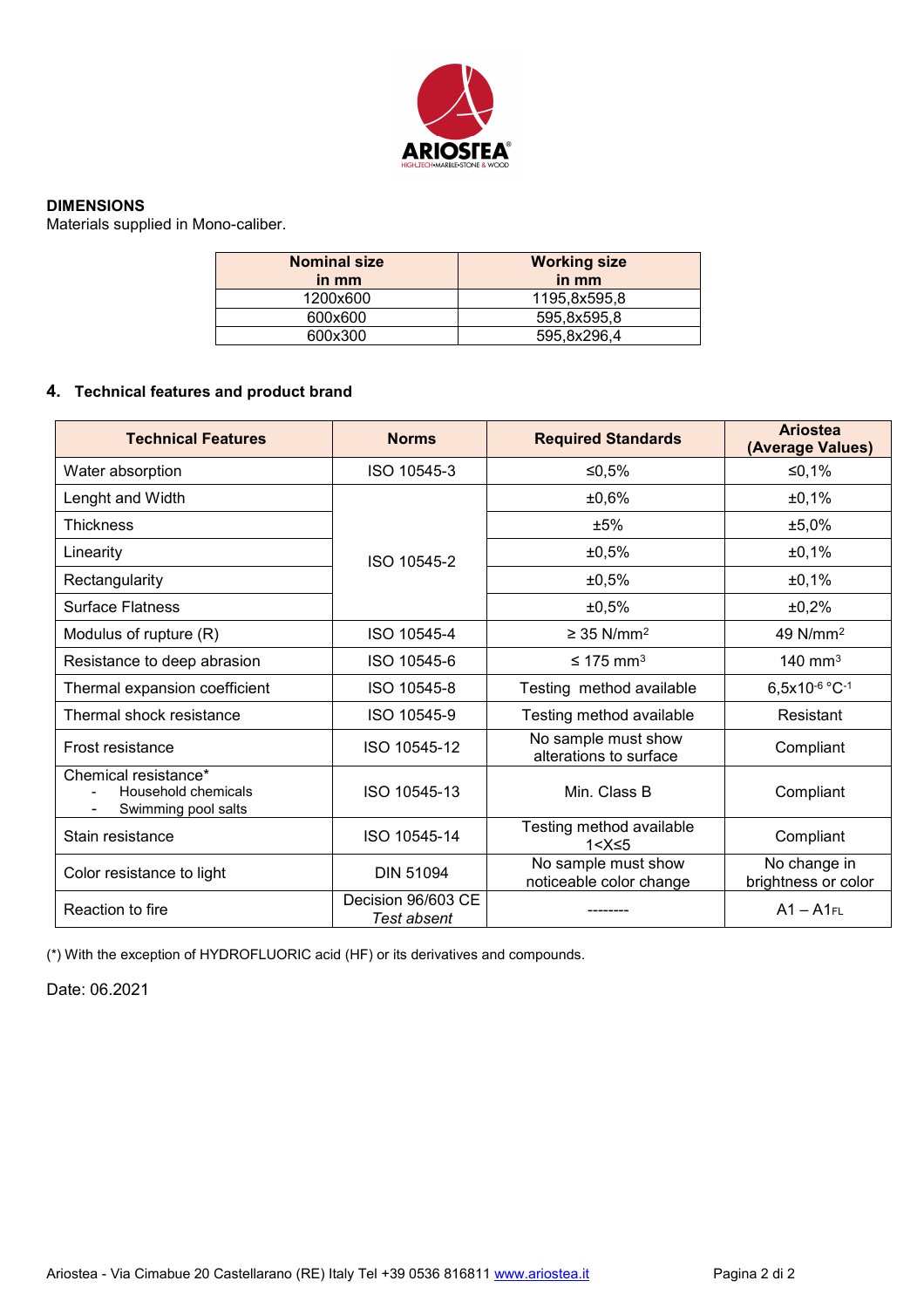**DIMENSIONS**

Materials supplied in Mono-caliber.

| Nominal size in mm | Working size in mm |
|---|---|
| 1200x600 | 1195,8x595,8 |
| 600x600 | 595,8x595,8 |
| 600x300 | 595,8x296,4 |

## 4. Technical features and product brand

| Technical Features | Norms | Required Standards | Ariostea (Average Values) |
|---|---|---|---|
| Water absorption | ISO 10545-3 | ≤0,5% | ≤0,1% |
| Lenght and Width | ISO 10545-2 | ±0,6% | ±0,1% |
| Thickness | | ±5% | ±5,0% |
| Linearity | | ±0,5% | ±0,1% |
| Rectangularity | | ±0,5% | ±0,1% |
| Surface Flatness | | ±0,5% | ±0,2% |
| Modulus of rupture (R) | ISO 10545-4 | ≥ 35 $N/mm^2$ | 49 $N/mm^2$ |
| Resistance to deep abrasion | ISO 10545-6 | ≤ 175 $mm^3$ | 140 $mm^3$ |
| Thermal expansion coefficient | ISO 10545-8 | Testing method available | $6,5x10^{-6}$ $°C^{-1}$ |
| Thermal shock resistance | ISO 10545-9 | Testing method available | Resistant |
| Frost resistance | ISO 10545-12 | No sample must show alterations to surface | Compliant |
| Chemical resistance* - Household chemicals - Swimming pool salts | ISO 10545-13 | Min. Class B | Compliant |
| Stain resistance | ISO 10545-14 | Testing method available 1<X≤5 | Compliant |
| Color resistance to light | DIN 51094 | No sample must show noticeable color change | No change in brightness or color |
| Reaction to fire | Decision 96/603 CE *Test absent* | -------- | A1 – $A1_{FL}$ |

(*) With the exception of HYDROFLUORIC acid (HF) or its derivatives and compounds.

Date: 06.2021

Ariostea - Via Cimabue 20 Castellarano (RE) Italy Tel +39 0536 816811 www.ariostea.it